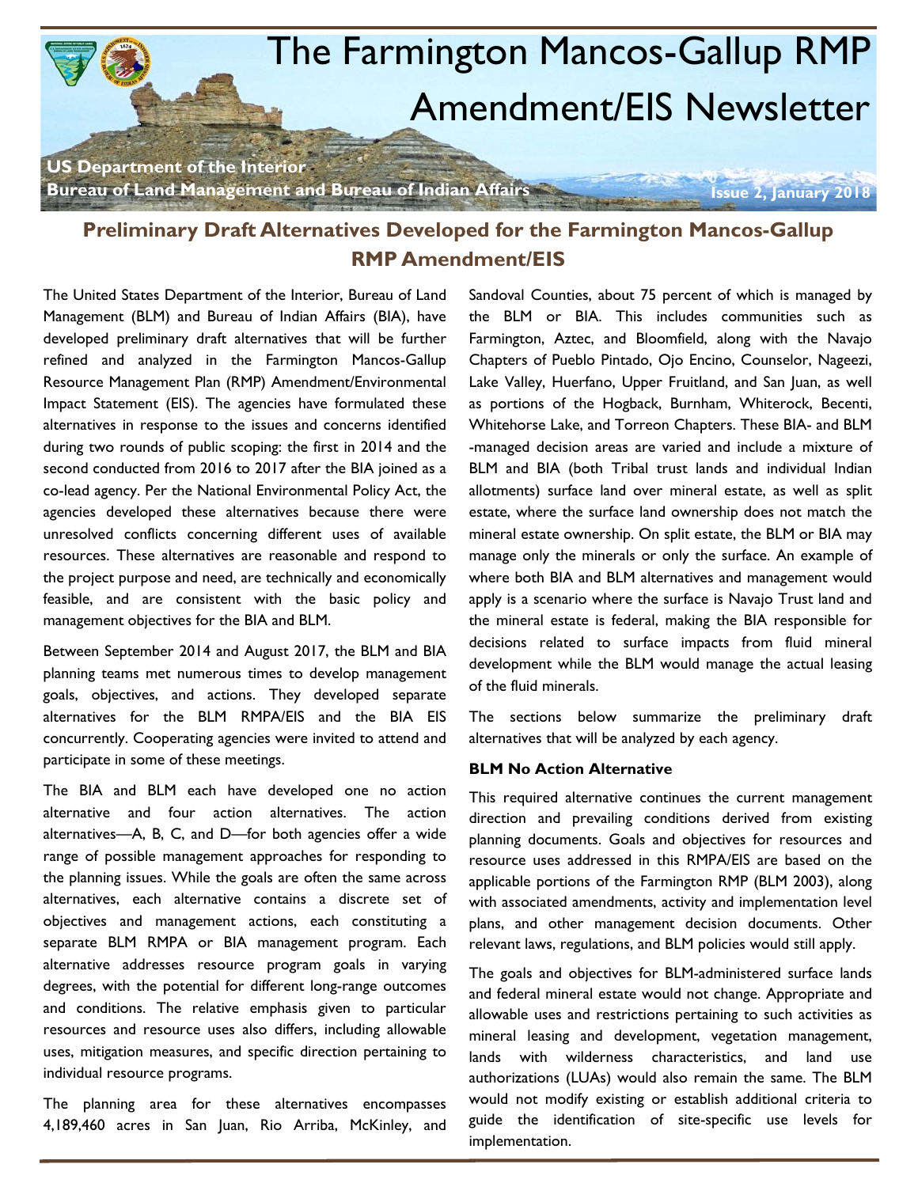# The Farmington Mancos-Gallup RMP Amendment/EIS Newsletter

**US Department of the Interior**
**Bureau of Land Management and Bureau of Indian Affairs**

**Issue 2, January 2018**

## Preliminary Draft Alternatives Developed for the Farmington Mancos-Gallup RMP Amendment/EIS

The United States Department of the Interior, Bureau of Land Management (BLM) and Bureau of Indian Affairs (BIA), have developed preliminary draft alternatives that will be further refined and analyzed in the Farmington Mancos-Gallup Resource Management Plan (RMP) Amendment/Environmental Impact Statement (EIS). The agencies have formulated these alternatives in response to the issues and concerns identified during two rounds of public scoping: the first in 2014 and the second conducted from 2016 to 2017 after the BIA joined as a co-lead agency. Per the National Environmental Policy Act, the agencies developed these alternatives because there were unresolved conflicts concerning different uses of available resources. These alternatives are reasonable and respond to the project purpose and need, are technically and economically feasible, and are consistent with the basic policy and management objectives for the BIA and BLM.

Between September 2014 and August 2017, the BLM and BIA planning teams met numerous times to develop management goals, objectives, and actions. They developed separate alternatives for the BLM RMPA/EIS and the BIA EIS concurrently. Cooperating agencies were invited to attend and participate in some of these meetings.

The BIA and BLM each have developed one no action alternative and four action alternatives. The action alternatives—A, B, C, and D—for both agencies offer a wide range of possible management approaches for responding to the planning issues. While the goals are often the same across alternatives, each alternative contains a discrete set of objectives and management actions, each constituting a separate BLM RMPA or BIA management program. Each alternative addresses resource program goals in varying degrees, with the potential for different long-range outcomes and conditions. The relative emphasis given to particular resources and resource uses also differs, including allowable uses, mitigation measures, and specific direction pertaining to individual resource programs.

The planning area for these alternatives encompasses 4,189,460 acres in San Juan, Rio Arriba, McKinley, and Sandoval Counties, about 75 percent of which is managed by the BLM or BIA. This includes communities such as Farmington, Aztec, and Bloomfield, along with the Navajo Chapters of Pueblo Pintado, Ojo Encino, Counselor, Nageezi, Lake Valley, Huerfano, Upper Fruitland, and San Juan, as well as portions of the Hogback, Burnham, Whiterock, Becenti, Whitehorse Lake, and Torreon Chapters. These BIA- and BLM-managed decision areas are varied and include a mixture of BLM and BIA (both Tribal trust lands and individual Indian allotments) surface land over mineral estate, as well as split estate, where the surface land ownership does not match the mineral estate ownership. On split estate, the BLM or BIA may manage only the minerals or only the surface. An example of where both BIA and BLM alternatives and management would apply is a scenario where the surface is Navajo Trust land and the mineral estate is federal, making the BIA responsible for decisions related to surface impacts from fluid mineral development while the BLM would manage the actual leasing of the fluid minerals.

The sections below summarize the preliminary draft alternatives that will be analyzed by each agency.

### BLM No Action Alternative

This required alternative continues the current management direction and prevailing conditions derived from existing planning documents. Goals and objectives for resources and resource uses addressed in this RMPA/EIS are based on the applicable portions of the Farmington RMP (BLM 2003), along with associated amendments, activity and implementation level plans, and other management decision documents. Other relevant laws, regulations, and BLM policies would still apply.

The goals and objectives for BLM-administered surface lands and federal mineral estate would not change. Appropriate and allowable uses and restrictions pertaining to such activities as mineral leasing and development, vegetation management, lands with wilderness characteristics, and land use authorizations (LUAs) would also remain the same. The BLM would not modify existing or establish additional criteria to guide the identification of site-specific use levels for implementation.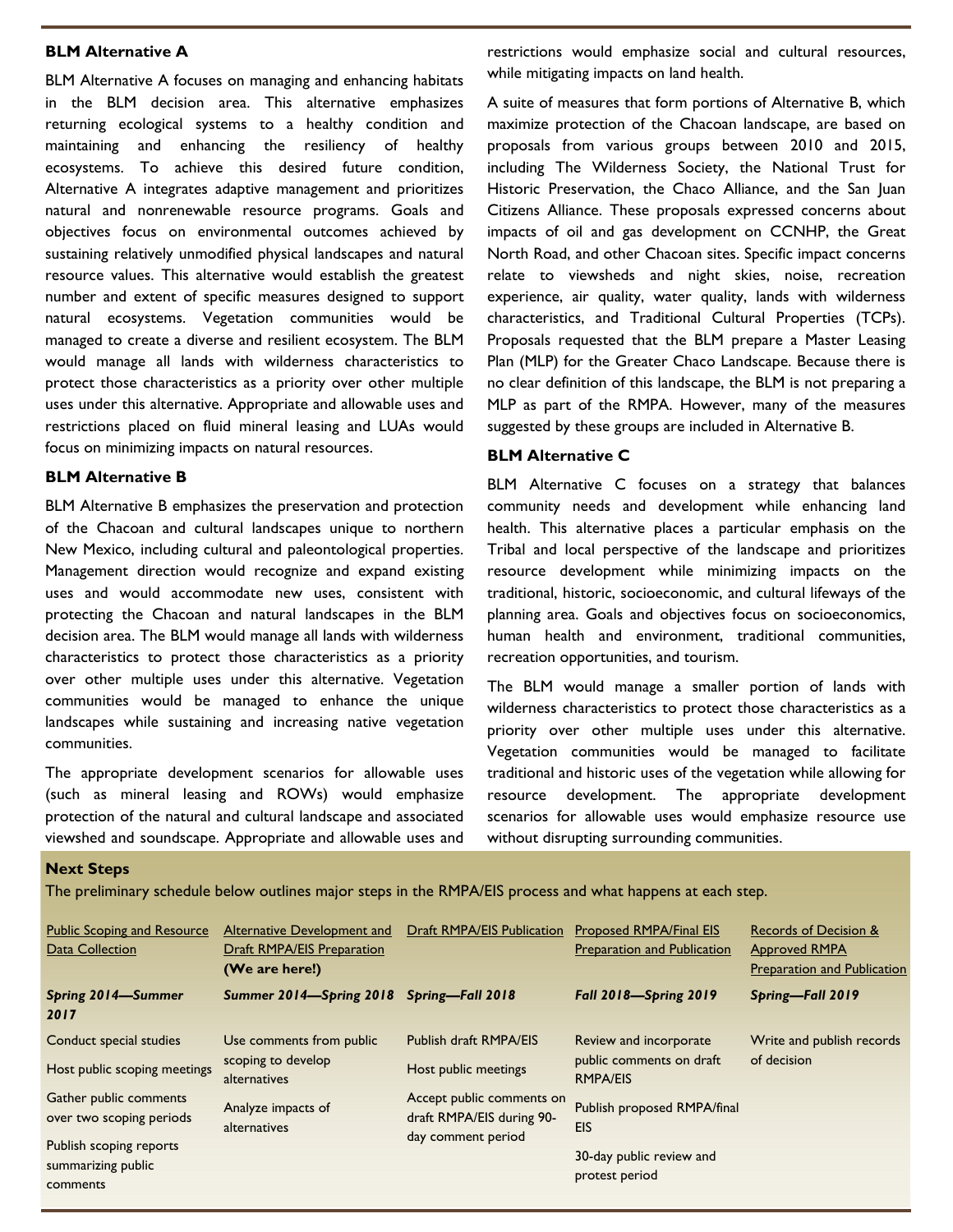### BLM Alternative A

BLM Alternative A focuses on managing and enhancing habitats in the BLM decision area. This alternative emphasizes returning ecological systems to a healthy condition and maintaining and enhancing the resiliency of healthy ecosystems. To achieve this desired future condition, Alternative A integrates adaptive management and prioritizes natural and nonrenewable resource programs. Goals and objectives focus on environmental outcomes achieved by sustaining relatively unmodified physical landscapes and natural resource values. This alternative would establish the greatest number and extent of specific measures designed to support natural ecosystems. Vegetation communities would be managed to create a diverse and resilient ecosystem. The BLM would manage all lands with wilderness characteristics to protect those characteristics as a priority over other multiple uses under this alternative. Appropriate and allowable uses and restrictions placed on fluid mineral leasing and LUAs would focus on minimizing impacts on natural resources.

### BLM Alternative B

BLM Alternative B emphasizes the preservation and protection of the Chacoan and cultural landscapes unique to northern New Mexico, including cultural and paleontological properties. Management direction would recognize and expand existing uses and would accommodate new uses, consistent with protecting the Chacoan and natural landscapes in the BLM decision area. The BLM would manage all lands with wilderness characteristics to protect those characteristics as a priority over other multiple uses under this alternative. Vegetation communities would be managed to enhance the unique landscapes while sustaining and increasing native vegetation communities.

The appropriate development scenarios for allowable uses (such as mineral leasing and ROWs) would emphasize protection of the natural and cultural landscape and associated viewshed and soundscape. Appropriate and allowable uses and restrictions would emphasize social and cultural resources, while mitigating impacts on land health.

A suite of measures that form portions of Alternative B, which maximize protection of the Chacoan landscape, are based on proposals from various groups between 2010 and 2015, including The Wilderness Society, the National Trust for Historic Preservation, the Chaco Alliance, and the San Juan Citizens Alliance. These proposals expressed concerns about impacts of oil and gas development on CCNHP, the Great North Road, and other Chacoan sites. Specific impact concerns relate to viewsheds and night skies, noise, recreation experience, air quality, water quality, lands with wilderness characteristics, and Traditional Cultural Properties (TCPs). Proposals requested that the BLM prepare a Master Leasing Plan (MLP) for the Greater Chaco Landscape. Because there is no clear definition of this landscape, the BLM is not preparing a MLP as part of the RMPA. However, many of the measures suggested by these groups are included in Alternative B.

### BLM Alternative C

BLM Alternative C focuses on a strategy that balances community needs and development while enhancing land health. This alternative places a particular emphasis on the Tribal and local perspective of the landscape and prioritizes resource development while minimizing impacts on the traditional, historic, socioeconomic, and cultural lifeways of the planning area. Goals and objectives focus on socioeconomics, human health and environment, traditional communities, recreation opportunities, and tourism.

The BLM would manage a smaller portion of lands with wilderness characteristics to protect those characteristics as a priority over other multiple uses under this alternative. Vegetation communities would be managed to facilitate traditional and historic uses of the vegetation while allowing for resource development. The appropriate development scenarios for allowable uses would emphasize resource use without disrupting surrounding communities.

### Next Steps

The preliminary schedule below outlines major steps in the RMPA/EIS process and what happens at each step.

| Public Scoping and Resource Data Collection | Alternative Development and Draft RMPA/EIS Preparation **(We are here!)** | Draft RMPA/EIS Publication | Proposed RMPA/Final EIS Preparation and Publication | Records of Decision & Approved RMPA Preparation and Publication |
|---|---|---|---|---|
| ***Spring 2014—Summer 2017*** | ***Summer 2014—Spring 2018*** | ***Spring—Fall 2018*** | ***Fall 2018—Spring 2019*** | ***Spring—Fall 2019*** |
| Conduct special studies<br>Host public scoping meetings<br>Gather public comments over two scoping periods<br>Publish scoping reports summarizing public comments | Use comments from public scoping to develop alternatives<br>Analyze impacts of alternatives | Publish draft RMPA/EIS<br>Host public meetings<br>Accept public comments on draft RMPA/EIS during 90-day comment period | Review and incorporate public comments on draft RMPA/EIS<br>Publish proposed RMPA/final EIS<br>30-day public review and protest period | Write and publish records of decision |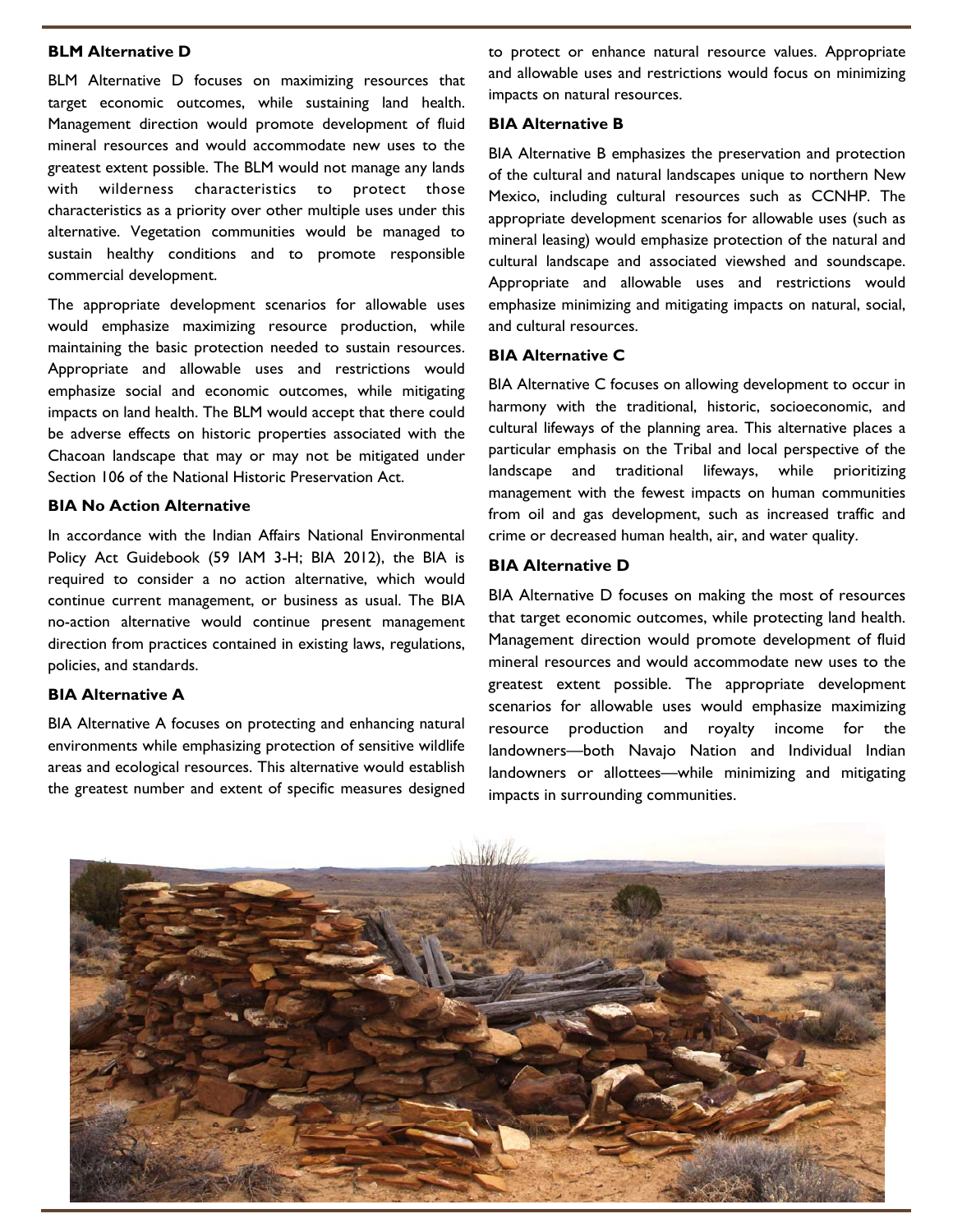#### BLM Alternative D

BLM Alternative D focuses on maximizing resources that target economic outcomes, while sustaining land health. Management direction would promote development of fluid mineral resources and would accommodate new uses to the greatest extent possible. The BLM would not manage any lands with wilderness characteristics to protect those characteristics as a priority over other multiple uses under this alternative. Vegetation communities would be managed to sustain healthy conditions and to promote responsible commercial development.

The appropriate development scenarios for allowable uses would emphasize maximizing resource production, while maintaining the basic protection needed to sustain resources. Appropriate and allowable uses and restrictions would emphasize social and economic outcomes, while mitigating impacts on land health. The BLM would accept that there could be adverse effects on historic properties associated with the Chacoan landscape that may or may not be mitigated under Section 106 of the National Historic Preservation Act.

#### BIA No Action Alternative

In accordance with the Indian Affairs National Environmental Policy Act Guidebook (59 IAM 3-H; BIA 2012), the BIA is required to consider a no action alternative, which would continue current management, or business as usual. The BIA no-action alternative would continue present management direction from practices contained in existing laws, regulations, policies, and standards.

#### BIA Alternative A

BIA Alternative A focuses on protecting and enhancing natural environments while emphasizing protection of sensitive wildlife areas and ecological resources. This alternative would establish the greatest number and extent of specific measures designed to protect or enhance natural resource values. Appropriate and allowable uses and restrictions would focus on minimizing impacts on natural resources.

#### BIA Alternative B

BIA Alternative B emphasizes the preservation and protection of the cultural and natural landscapes unique to northern New Mexico, including cultural resources such as CCNHP. The appropriate development scenarios for allowable uses (such as mineral leasing) would emphasize protection of the natural and cultural landscape and associated viewshed and soundscape. Appropriate and allowable uses and restrictions would emphasize minimizing and mitigating impacts on natural, social, and cultural resources.

#### BIA Alternative C

BIA Alternative C focuses on allowing development to occur in harmony with the traditional, historic, socioeconomic, and cultural lifeways of the planning area. This alternative places a particular emphasis on the Tribal and local perspective of the landscape and traditional lifeways, while prioritizing management with the fewest impacts on human communities from oil and gas development, such as increased traffic and crime or decreased human health, air, and water quality.

#### BIA Alternative D

BIA Alternative D focuses on making the most of resources that target economic outcomes, while protecting land health. Management direction would promote development of fluid mineral resources and would accommodate new uses to the greatest extent possible. The appropriate development scenarios for allowable uses would emphasize maximizing resource production and royalty income for the landowners—both Navajo Nation and Individual Indian landowners or allottees—while minimizing and mitigating impacts in surrounding communities.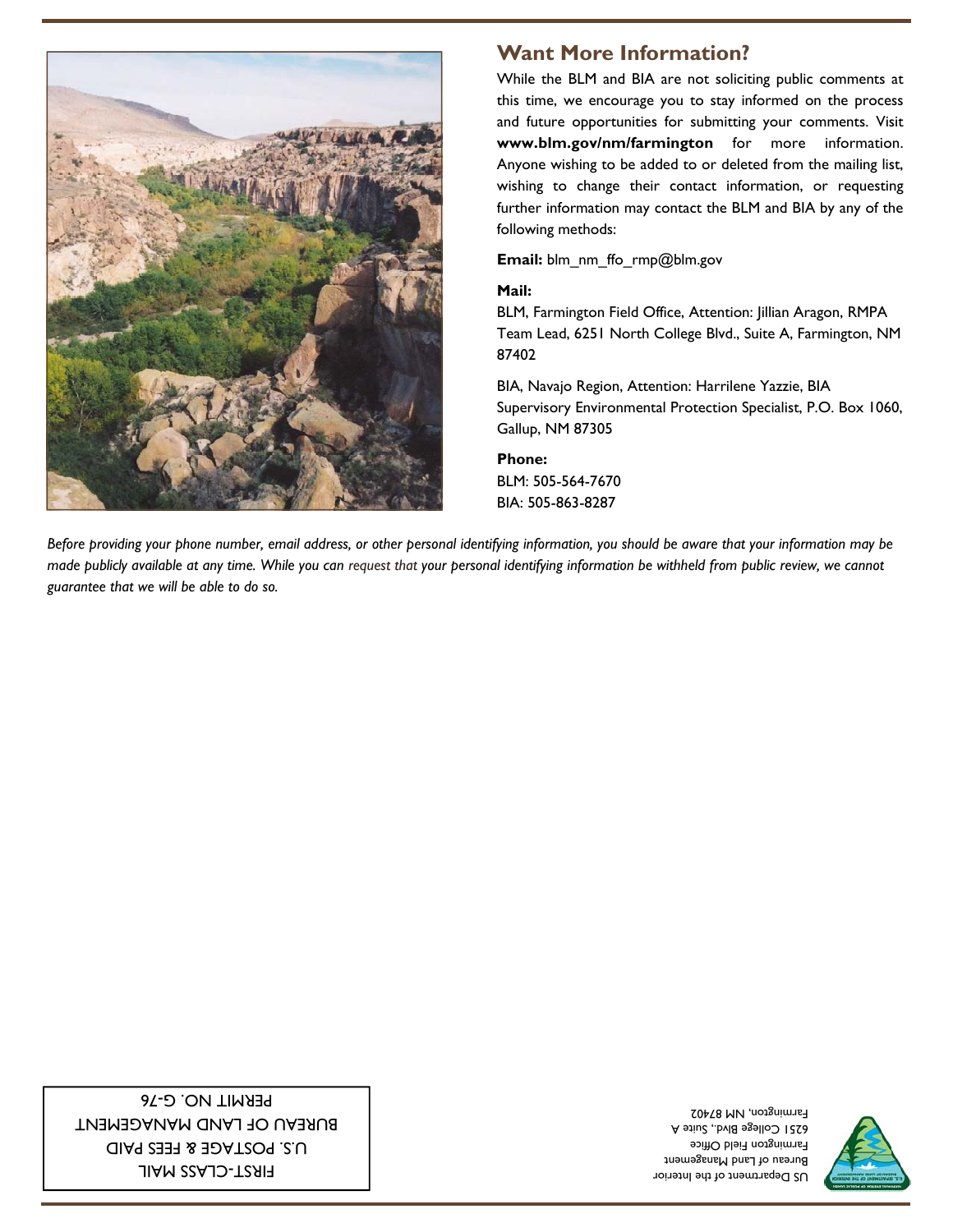## Want More Information?

While the BLM and BIA are not soliciting public comments at this time, we encourage you to stay informed on the process and future opportunities for submitting your comments. Visit **www.blm.gov/nm/farmington** for more information. Anyone wishing to be added to or deleted from the mailing list, wishing to change their contact information, or requesting further information may contact the BLM and BIA by any of the following methods:

**Email:** blm_nm_ffo_rmp@blm.gov

**Mail:**

BLM, Farmington Field Office, Attention: Jillian Aragon, RMPA Team Lead, 6251 North College Blvd., Suite A, Farmington, NM 87402

BIA, Navajo Region, Attention: Harrilene Yazzie, BIA Supervisory Environmental Protection Specialist, P.O. Box 1060, Gallup, NM 87305

**Phone:**

BLM: 505-564-7670

BIA: 505-863-8287

*Before providing your phone number, email address, or other personal identifying information, you should be aware that your information may be made publicly available at any time. While you can request that your personal identifying information be withheld from public review, we cannot guarantee that we will be able to do so.*

FIRST-CLASS MAIL
U.S. POSTAGE & FEES PAID
BUREAU OF LAND MANAGEMENT
PERMIT NO. G-76

US Department of the Interior
Bureau of Land Management
Farmington Field Office
6251 College Blvd., Suite A
Farmington, NM 87402